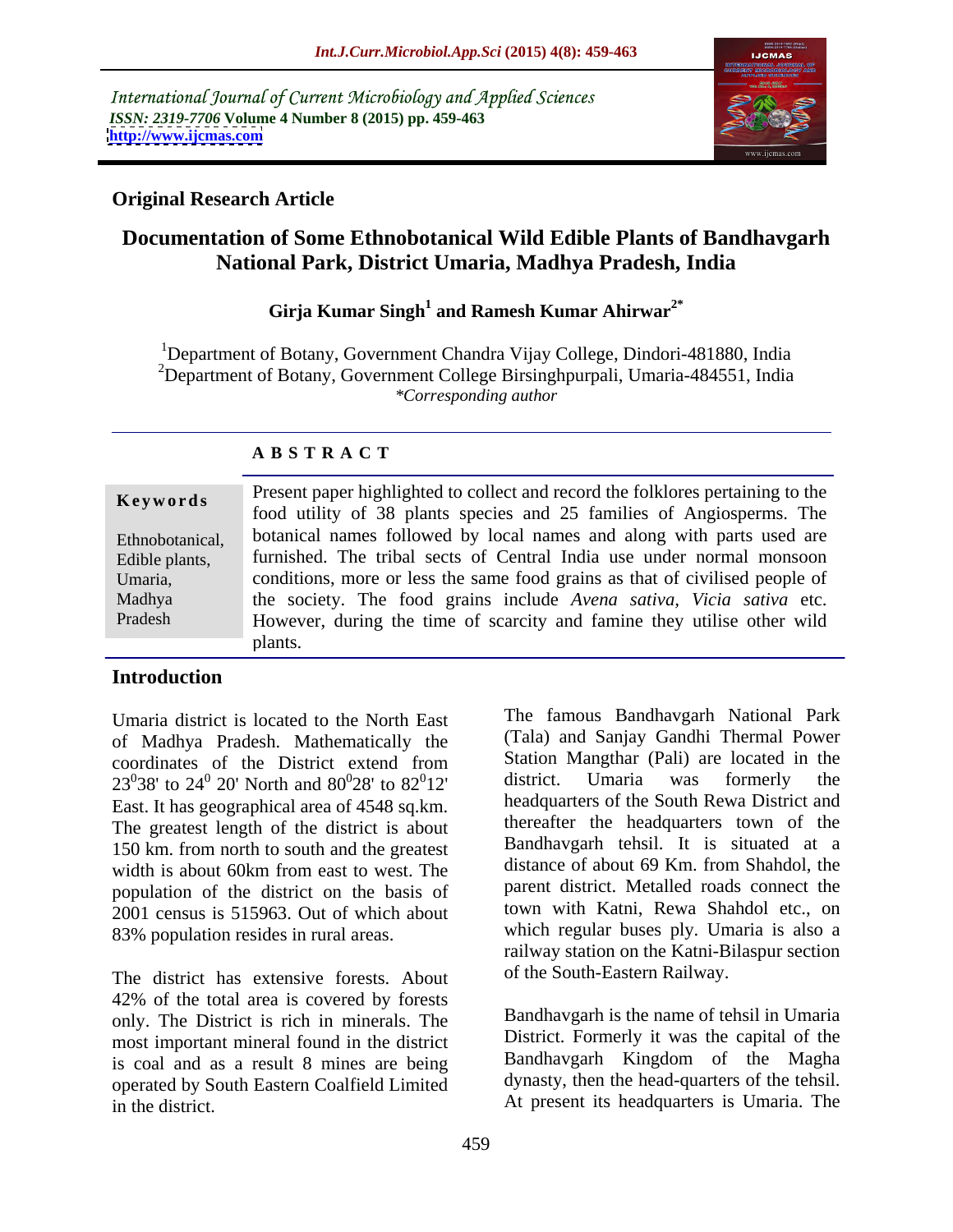International Journal of Current Microbiology and Applied Sciences
*ISSN: 2319-7706* **Volume 4 Number 8 (2015) pp. 459-463**
**http://www.ijcmas.com**

**Original Research Article**

# Documentation of Some Ethnobotanical Wild Edible Plants of Bandhavgarh National Park, District Umaria, Madhya Pradesh, India

**Girja Kumar Singh[1] and Ramesh Kumar Ahirwar[2*]**

[1]Department of Botany, Government Chandra Vijay College, Dindori-481880, India
[2]Department of Botany, Government College Birsinghpurpali, Umaria-484551, India
*\*Corresponding author*

**A B S T R A C T**

**Keywords**

Ethnobotanical, Edible plants, Umaria, Madhya Pradesh

Present paper highlighted to collect and record the folklores pertaining to the food utility of 38 plants species and 25 families of Angiosperms. The botanical names followed by local names and along with parts used are furnished. The tribal sects of Central India use under normal monsoon conditions, more or less the same food grains as that of civilised people of the society. The food grains include *Avena sativa, Vicia sativa* etc. However, during the time of scarcity and famine they utilise other wild plants.

## Introduction

Umaria district is located to the North East of Madhya Pradesh. Mathematically the coordinates of the District extend from $23^0 38'$ to $24^0$ 20' North and $80^0 28'$ to $82^0 12'$ East. It has geographical area of 4548 sq.km. The greatest length of the district is about 150 km. from north to south and the greatest width is about 60km from east to west. The population of the district on the basis of 2001 census is 515963. Out of which about 83% population resides in rural areas.

The district has extensive forests. About 42% of the total area is covered by forests only. The District is rich in minerals. The most important mineral found in the district is coal and as a result 8 mines are being operated by South Eastern Coalfield Limited in the district.

The famous Bandhavgarh National Park (Tala) and Sanjay Gandhi Thermal Power Station Mangthar (Pali) are located in the district. Umaria was formerly the headquarters of the South Rewa District and thereafter the headquarters town of the Bandhavgarh tehsil. It is situated at a distance of about 69 Km. from Shahdol, the parent district. Metalled roads connect the town with Katni, Rewa Shahdol etc., on which regular buses ply. Umaria is also a railway station on the Katni-Bilaspur section of the South-Eastern Railway.

Bandhavgarh is the name of tehsil in Umaria District. Formerly it was the capital of the Bandhavgarh Kingdom of the Magha dynasty, then the head-quarters of the tehsil. At present its headquarters is Umaria. The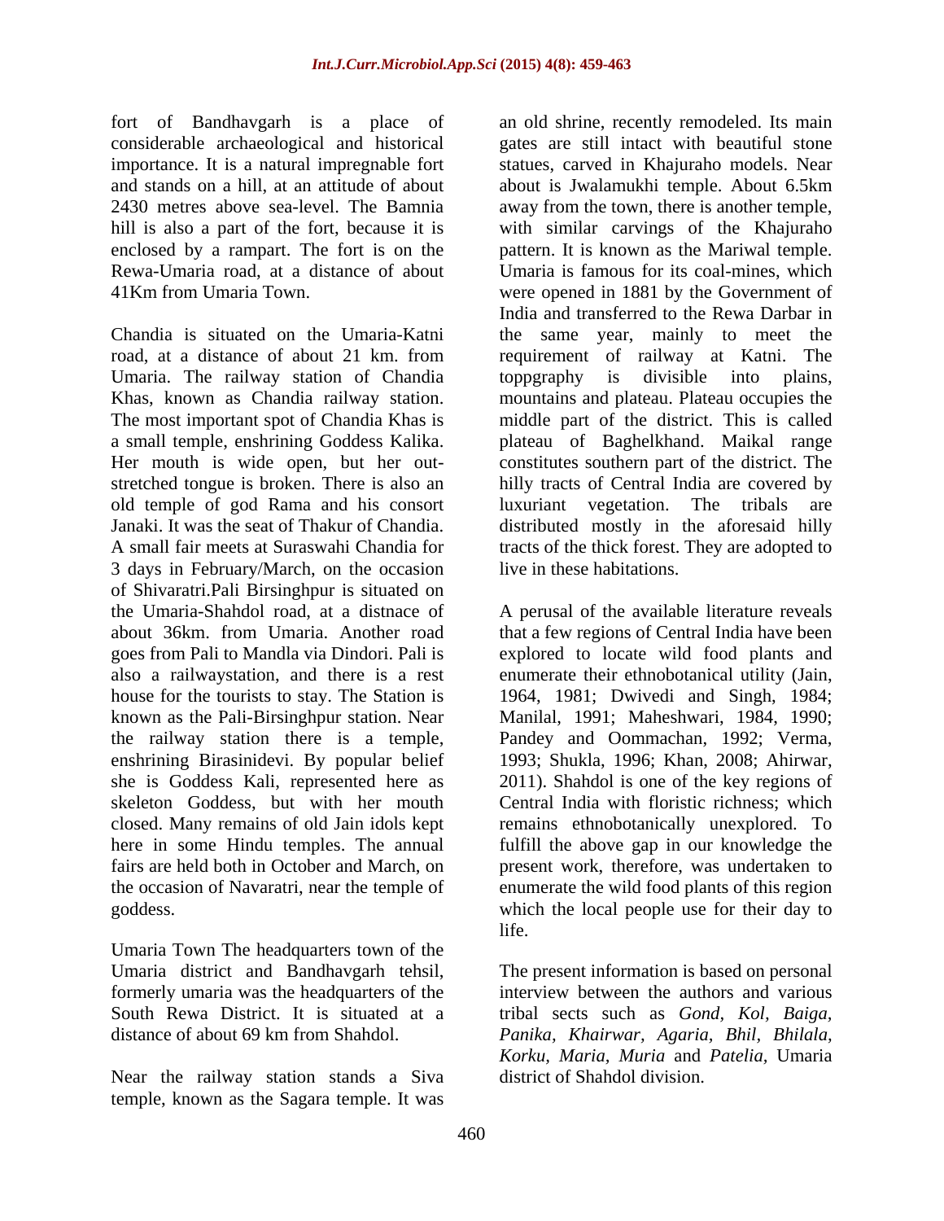fort of Bandhavgarh is a place of considerable archaeological and historical importance. It is a natural impregnable fort and stands on a hill, at an attitude of about 2430 metres above sea-level. The Bamnia hill is also a part of the fort, because it is enclosed by a rampart. The fort is on the Rewa-Umaria road, at a distance of about 41Km from Umaria Town.

Chandia is situated on the Umaria-Katni road, at a distance of about 21 km. from Umaria. The railway station of Chandia Khas, known as Chandia railway station. The most important spot of Chandia Khas is a small temple, enshrining Goddess Kalika. Her mouth is wide open, but her out-stretched tongue is broken. There is also an old temple of god Rama and his consort Janaki. It was the seat of Thakur of Chandia. A small fair meets at Suraswahi Chandia for 3 days in February/March, on the occasion of Shivaratri.Pali Birsinghpur is situated on the Umaria-Shahdol road, at a distnace of about 36km. from Umaria. Another road goes from Pali to Mandla via Dindori. Pali is also a railwaystation, and there is a rest house for the tourists to stay. The Station is known as the Pali-Birsinghpur station. Near the railway station there is a temple, enshrining Birasinidevi. By popular belief she is Goddess Kali, represented here as skeleton Goddess, but with her mouth closed. Many remains of old Jain idols kept here in some Hindu temples. The annual fairs are held both in October and March, on the occasion of Navaratri, near the temple of goddess.

Umaria Town The headquarters town of the Umaria district and Bandhavgarh tehsil, formerly umaria was the headquarters of the South Rewa District. It is situated at a distance of about 69 km from Shahdol.

Near the railway station stands a Siva temple, known as the Sagara temple. It was an old shrine, recently remodeled. Its main gates are still intact with beautiful stone statues, carved in Khajuraho models. Near about is Jwalamukhi temple. About 6.5km away from the town, there is another temple, with similar carvings of the Khajuraho pattern. It is known as the Mariwal temple. Umaria is famous for its coal-mines, which were opened in 1881 by the Government of India and transferred to the Rewa Darbar in the same year, mainly to meet the requirement of railway at Katni. The toppgraphy is divisible into plains, mountains and plateau. Plateau occupies the middle part of the district. This is called plateau of Baghelkhand. Maikal range constitutes southern part of the district. The hilly tracts of Central India are covered by luxuriant vegetation. The tribals are distributed mostly in the aforesaid hilly tracts of the thick forest. They are adopted to live in these habitations.

A perusal of the available literature reveals that a few regions of Central India have been explored to locate wild food plants and enumerate their ethnobotanical utility (Jain, 1964, 1981; Dwivedi and Singh, 1984; Manilal, 1991; Maheshwari, 1984, 1990; Pandey and Oommachan, 1992; Verma, 1993; Shukla, 1996; Khan, 2008; Ahirwar, 2011). Shahdol is one of the key regions of Central India with floristic richness; which remains ethnobotanically unexplored. To fulfill the above gap in our knowledge the present work, therefore, was undertaken to enumerate the wild food plants of this region which the local people use for their day to life.

The present information is based on personal interview between the authors and various tribal sects such as *Gond, Kol, Baiga, Panika, Khairwar, Agaria, Bhil, Bhilala, Korku, Maria, Muria* and *Patelia*, Umaria district of Shahdol division.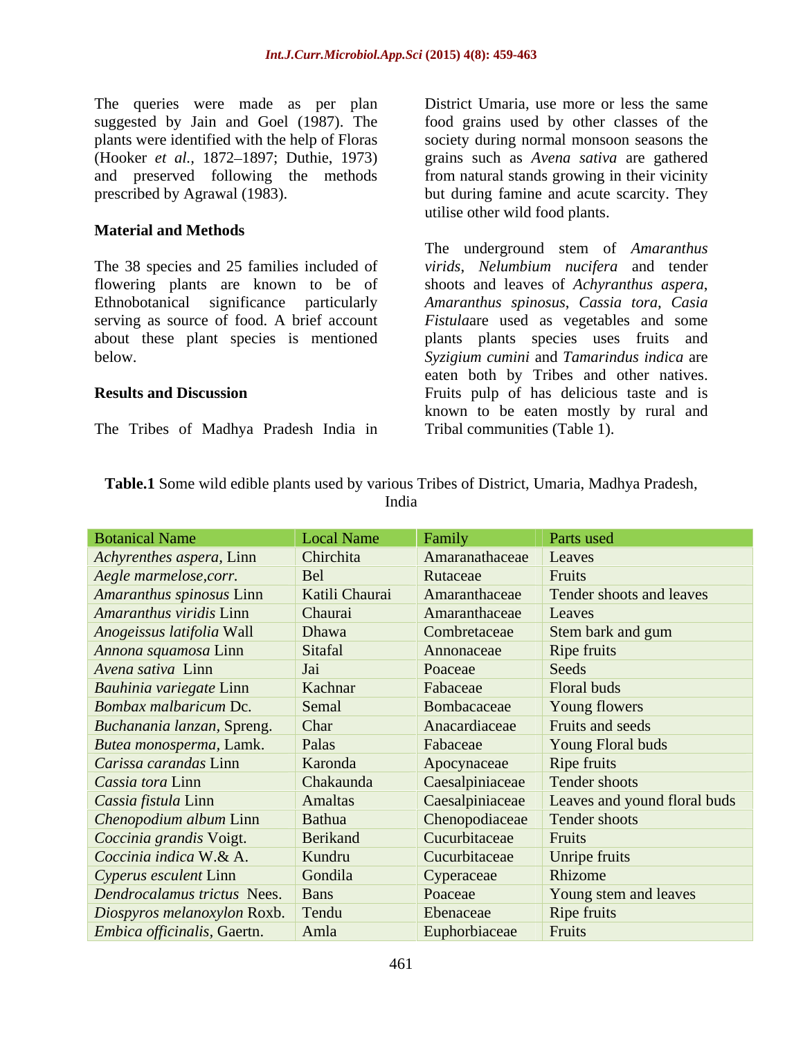The queries were made as per plan suggested by Jain and Goel (1987). The plants were identified with the help of Floras (Hooker *et al.*, 1872–1897; Duthie, 1973) and preserved following the methods prescribed by Agrawal (1983).

## Material and Methods

The 38 species and 25 families included of flowering plants are known to be of Ethnobotanical significance particularly serving as source of food. A brief account about these plant species is mentioned below.

## Results and Discussion

The Tribes of Madhya Pradesh India in District Umaria, use more or less the same food grains used by other classes of the society during normal monsoon seasons the grains such as *Avena sativa* are gathered from natural stands growing in their vicinity but during famine and acute scarcity. They utilise other wild food plants.

The underground stem of *Amaranthus virids*, *Nelumbium nucifera* and tender shoots and leaves of *Achyranthus aspera*, *Amaranthus spinosus*, *Cassia tora*, *Casia Fistula*are used as vegetables and some plants plants species uses fruits and *Syzigium cumini* and *Tamarindus indica* are eaten both by Tribes and other natives. Fruits pulp of has delicious taste and is known to be eaten mostly by rural and Tribal communities (Table 1).

**Table.1** Some wild edible plants used by various Tribes of District, Umaria, Madhya Pradesh, India

| Botanical Name | Local Name | Family | Parts used |
|---|---|---|---|
| *Achyrenthes aspera*, Linn | Chirchita | Amaranathaceae | Leaves |
| *Aegle marmelose,corr.* | Bel | Rutaceae | Fruits |
| *Amaranthus spinosus* Linn | Katili Chaurai | Amaranthaceae | Tender shoots and leaves |
| *Amaranthus viridis* Linn | Chaurai | Amaranthaceae | Leaves |
| *Anogeissus latifolia* Wall | Dhawa | Combretaceae | Stem bark and gum |
| *Annona squamosa* Linn | Sitafal | Annonaceae | Ripe fruits |
| *Avena sativa* Linn | Jai | Poaceae | Seeds |
| *Bauhinia variegate* Linn | Kachnar | Fabaceae | Floral buds |
| *Bombax malbaricum* Dc. | Semal | Bombacaceae | Young flowers |
| *Buchanania lanzan*, Spreng. | Char | Anacardiaceae | Fruits and seeds |
| *Butea monosperma*, Lamk. | Palas | Fabaceae | Young Floral buds |
| *Carissa carandas* Linn | Karonda | Apocynaceae | Ripe fruits |
| *Cassia tora* Linn | Chakaunda | Caesalpiniaceae | Tender shoots |
| *Cassia fistula* Linn | Amaltas | Caesalpiniaceae | Leaves and yound floral buds |
| *Chenopodium album* Linn | Bathua | Chenopodiaceae | Tender shoots |
| *Coccinia grandis* Voigt. | Berikand | Cucurbitaceae | Fruits |
| *Coccinia indica* W.& A. | Kundru | Cucurbitaceae | Unripe fruits |
| *Cyperus esculent* Linn | Gondila | Cyperaceae | Rhizome |
| *Dendrocalamus trictus* Nees. | Bans | Poaceae | Young stem and leaves |
| *Diospyros melanoxylon* Roxb. | Tendu | Ebenaceae | Ripe fruits |
| *Embica officinalis*, Gaertn. | Amla | Euphorbiaceae | Fruits |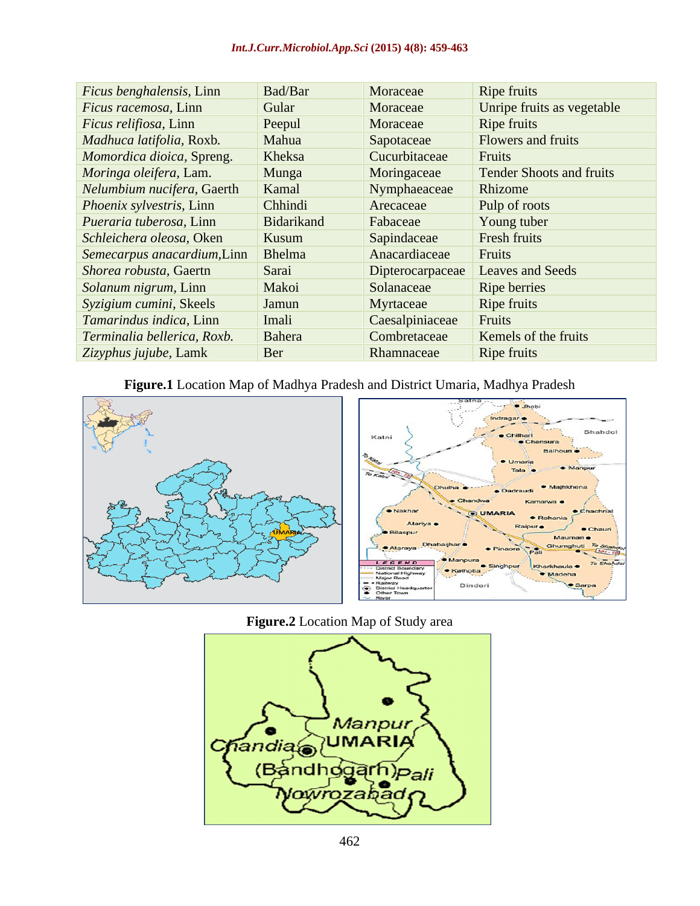| | | | |
|---|---|---|---|
| *Ficus benghalensis*, Linn | Bad/Bar | Moraceae | Ripe fruits |
| *Ficus racemosa*, Linn | Gular | Moraceae | Unripe fruits as vegetable |
| *Ficus relifiosa*, Linn | Peepul | Moraceae | Ripe fruits |
| *Madhuca latifolia*, Roxb. | Mahua | Sapotaceae | Flowers and fruits |
| *Momordica dioica*, Spreng. | Kheksa | Cucurbitaceae | Fruits |
| *Moringa oleifera*, Lam. | Munga | Moringaceae | Tender Shoots and fruits |
| *Nelumbium nucifera*, Gaerth | Kamal | Nymphaeaceae | Rhizome |
| *Phoenix sylvestris*, Linn | Chhindi | Arecaceae | Pulp of roots |
| *Pueraria tuberosa*, Linn | Bidarikand | Fabaceae | Young tuber |
| *Schleichera oleosa*, Oken | Kusum | Sapindaceae | Fresh fruits |
| *Semecarpus anacardium*,Linn | Bhelma | Anacardiaceae | Fruits |
| *Shorea robusta*, Gaertn | Sarai | Dipterocarpaceae | Leaves and Seeds |
| *Solanum nigrum*, Linn | Makoi | Solanaceae | Ripe berries |
| *Syzigium cumini*, Skeels | Jamun | Myrtaceae | Ripe fruits |
| *Tamarindus indica*, Linn | Imali | Caesalpiniaceae | Fruits |
| *Terminalia bellerica, Roxb.* | Bahera | Combretaceae | Kemels of the fruits |
| *Zizyphus jujube*, Lamk | Ber | Rhamnaceae | Ripe fruits |

**Figure.1** Location Map of Madhya Pradesh and District Umaria, Madhya Pradesh

**Figure.2** Location Map of Study area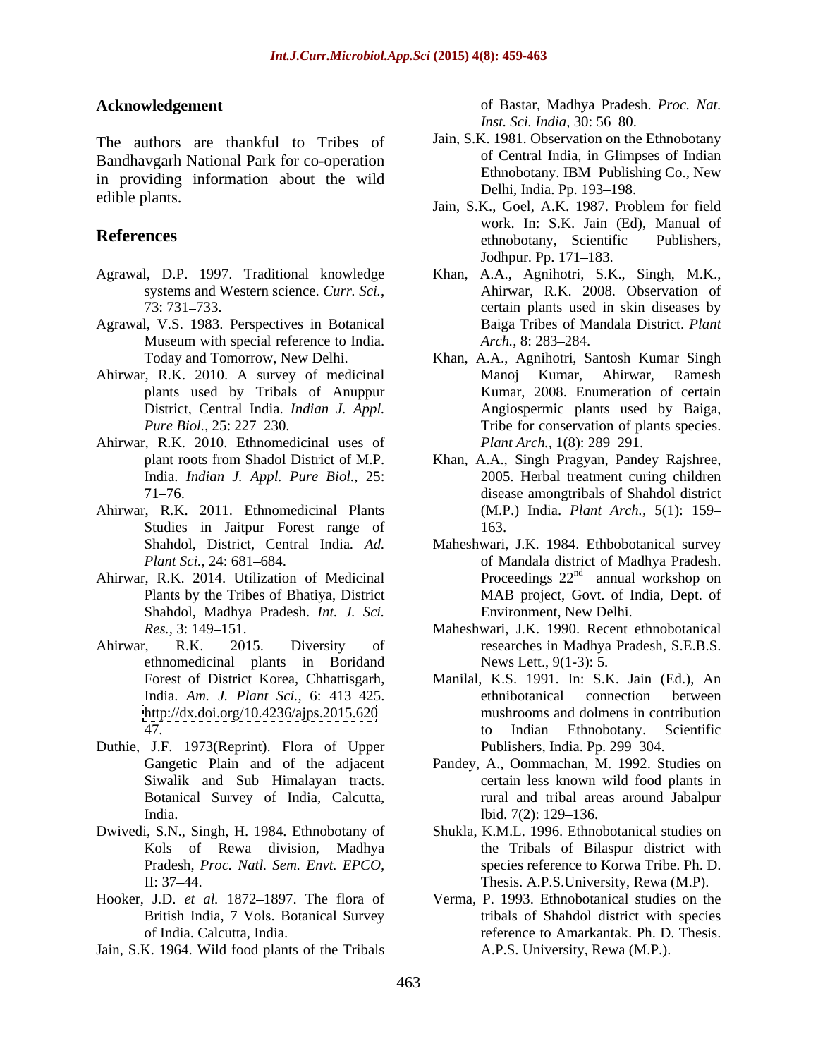## Acknowledgement

The authors are thankful to Tribes of Bandhavgarh National Park for co-operation in providing information about the wild edible plants.

## References

Agrawal, D.P. 1997. Traditional knowledge systems and Western science. *Curr. Sci.*, 73: 731–733.

Agrawal, V.S. 1983. Perspectives in Botanical Museum with special reference to India. Today and Tomorrow, New Delhi.

Ahirwar, R.K. 2010. A survey of medicinal plants used by Tribals of Anuppur District, Central India. *Indian J. Appl. Pure Biol.*, 25: 227–230.

Ahirwar, R.K. 2010. Ethnomedicinal uses of plant roots from Shadol District of M.P. India. *Indian J. Appl. Pure Biol.*, 25: 71–76.

Ahirwar, R.K. 2011. Ethnomedicinal Plants Studies in Jaitpur Forest range of Shahdol, District, Central India. *Ad. Plant Sci.*, 24: 681–684.

Ahirwar, R.K. 2014. Utilization of Medicinal Plants by the Tribes of Bhatiya, District Shahdol, Madhya Pradesh. *Int. J. Sci. Res.*, 3: 149–151.

Ahirwar, R.K. 2015. Diversity of ethnomedicinal plants in Boridand Forest of District Korea, Chhattisgarh, India. *Am. J. Plant Sci.*, 6: 413–425. http://dx.doi.org/10.4236/ajps.2015.62047.

Duthie, J.F. 1973(Reprint). Flora of Upper Gangetic Plain and of the adjacent Siwalik and Sub Himalayan tracts. Botanical Survey of India, Calcutta, India.

Dwivedi, S.N., Singh, H. 1984. Ethnobotany of Kols of Rewa division, Madhya Pradesh, *Proc. Natl. Sem. Envt. EPCO*, II: 37–44.

Hooker, J.D. *et al.* 1872–1897. The flora of British India, 7 Vols. Botanical Survey of India. Calcutta, India.

Jain, S.K. 1964. Wild food plants of the Tribals of Bastar, Madhya Pradesh. *Proc. Nat. Inst. Sci. India,* 30: 56–80.

Jain, S.K. 1981. Observation on the Ethnobotany of Central India, in Glimpses of Indian Ethnobotany. IBM Publishing Co., New Delhi, India. Pp. 193–198.

Jain, S.K., Goel, A.K. 1987. Problem for field work. In: S.K. Jain (Ed), Manual of ethnobotany, Scientific Publishers, Jodhpur. Pp. 171–183.

Khan, A.A., Agnihotri, S.K., Singh, M.K., Ahirwar, R.K. 2008. Observation of certain plants used in skin diseases by Baiga Tribes of Mandala District. *Plant Arch.*, 8: 283–284.

Khan, A.A., Agnihotri, Santosh Kumar Singh Manoj Kumar, Ahirwar, Ramesh Kumar, 2008. Enumeration of certain Angiospermic plants used by Baiga, Tribe for conservation of plants species. *Plant Arch.*, 1(8): 289–291.

Khan, A.A., Singh Pragyan, Pandey Rajshree, 2005. Herbal treatment curing children disease amongtribals of Shahdol district (M.P.) India. *Plant Arch.*, 5(1): 159–163.

Maheshwari, J.K. 1984. Ethbobotanical survey of Mandala district of Madhya Pradesh. Proceedings 22[nd] annual workshop on MAB project, Govt. of India, Dept. of Environment, New Delhi.

Maheshwari, J.K. 1990. Recent ethnobotanical researches in Madhya Pradesh, S.E.B.S. News Lett., 9(1-3): 5.

Manilal, K.S. 1991. In: S.K. Jain (Ed.), An ethnibotanical connection between mushrooms and dolmens in contribution to Indian Ethnobotany. Scientific Publishers, India. Pp. 299–304.

Pandey, A., Oommachan, M. 1992. Studies on certain less known wild food plants in rural and tribal areas around Jabalpur lbid. 7(2): 129–136.

Shukla, K.M.L. 1996. Ethnobotanical studies on the Tribals of Bilaspur district with species reference to Korwa Tribe. Ph. D. Thesis. A.P.S.University, Rewa (M.P).

Verma, P. 1993. Ethnobotanical studies on the tribals of Shahdol district with species reference to Amarkantak. Ph. D. Thesis. A.P.S. University, Rewa (M.P.).